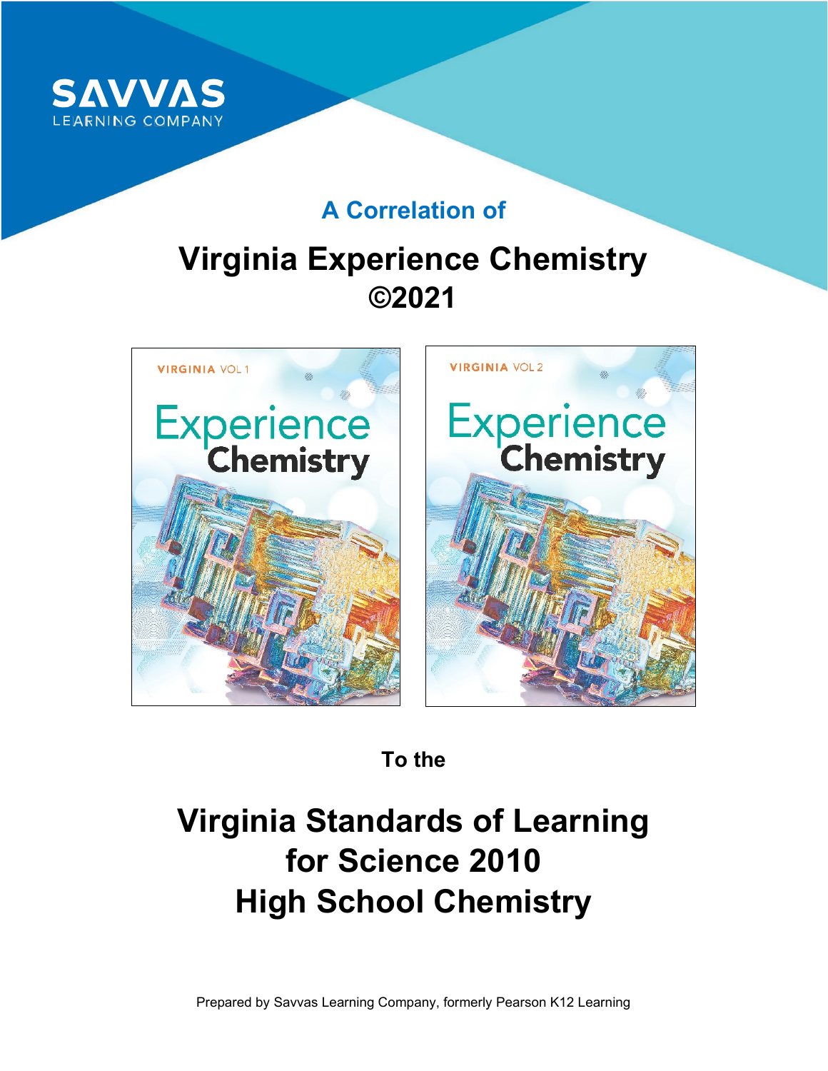SAVVAS
LEARNING COMPANY

## A Correlation of

# Virginia Experience Chemistry ©2021

To the

# Virginia Standards of Learning for Science 2010 High School Chemistry

Prepared by Savvas Learning Company, formerly Pearson K12 Learning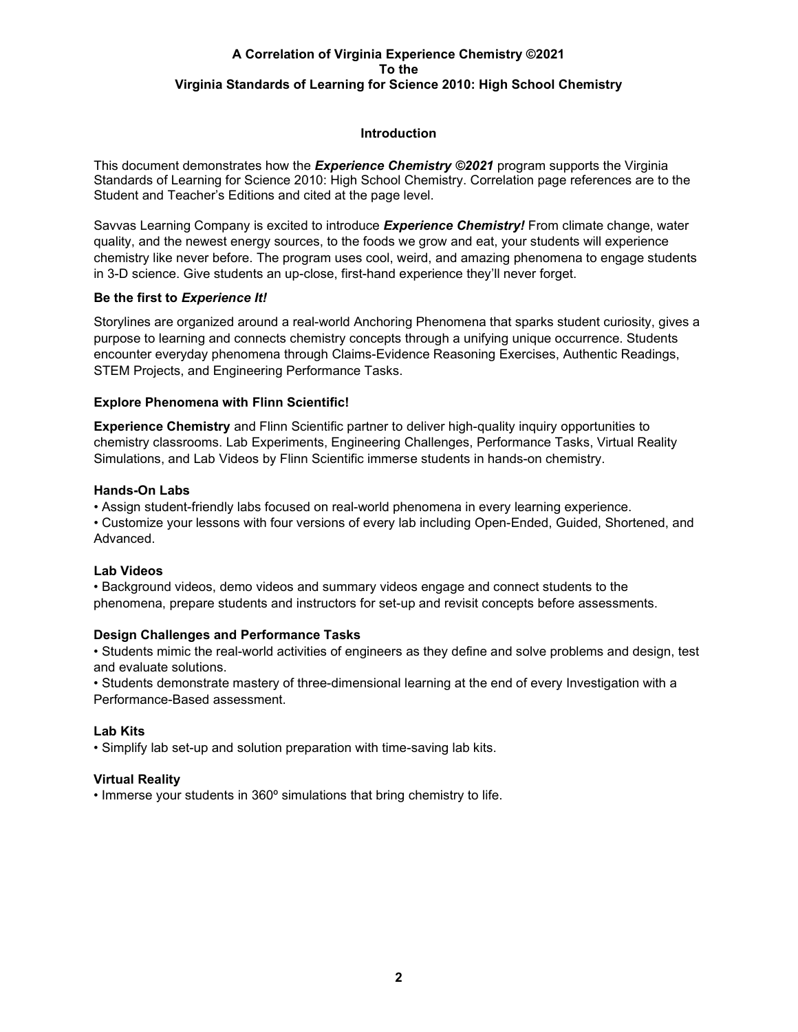**A Correlation of Virginia Experience Chemistry ©2021**
**To the**
**Virginia Standards of Learning for Science 2010: High School Chemistry**

## Introduction

This document demonstrates how the ***Experience Chemistry ©2021*** program supports the Virginia Standards of Learning for Science 2010: High School Chemistry. Correlation page references are to the Student and Teacher's Editions and cited at the page level.

Savvas Learning Company is excited to introduce ***Experience Chemistry!*** From climate change, water quality, and the newest energy sources, to the foods we grow and eat, your students will experience chemistry like never before. The program uses cool, weird, and amazing phenomena to engage students in 3-D science. Give students an up-close, first-hand experience they'll never forget.

### Be the first to *Experience It!*

Storylines are organized around a real-world Anchoring Phenomena that sparks student curiosity, gives a purpose to learning and connects chemistry concepts through a unifying unique occurrence. Students encounter everyday phenomena through Claims-Evidence Reasoning Exercises, Authentic Readings, STEM Projects, and Engineering Performance Tasks.

### Explore Phenomena with Flinn Scientific!

**Experience Chemistry** and Flinn Scientific partner to deliver high-quality inquiry opportunities to chemistry classrooms. Lab Experiments, Engineering Challenges, Performance Tasks, Virtual Reality Simulations, and Lab Videos by Flinn Scientific immerse students in hands-on chemistry.

### Hands-On Labs

- Assign student-friendly labs focused on real-world phenomena in every learning experience.
- Customize your lessons with four versions of every lab including Open-Ended, Guided, Shortened, and Advanced.

### Lab Videos

- Background videos, demo videos and summary videos engage and connect students to the phenomena, prepare students and instructors for set-up and revisit concepts before assessments.

### Design Challenges and Performance Tasks

- Students mimic the real-world activities of engineers as they define and solve problems and design, test and evaluate solutions.
- Students demonstrate mastery of three-dimensional learning at the end of every Investigation with a Performance-Based assessment.

### Lab Kits

- Simplify lab set-up and solution preparation with time-saving lab kits.

### Virtual Reality

- Immerse your students in 360º simulations that bring chemistry to life.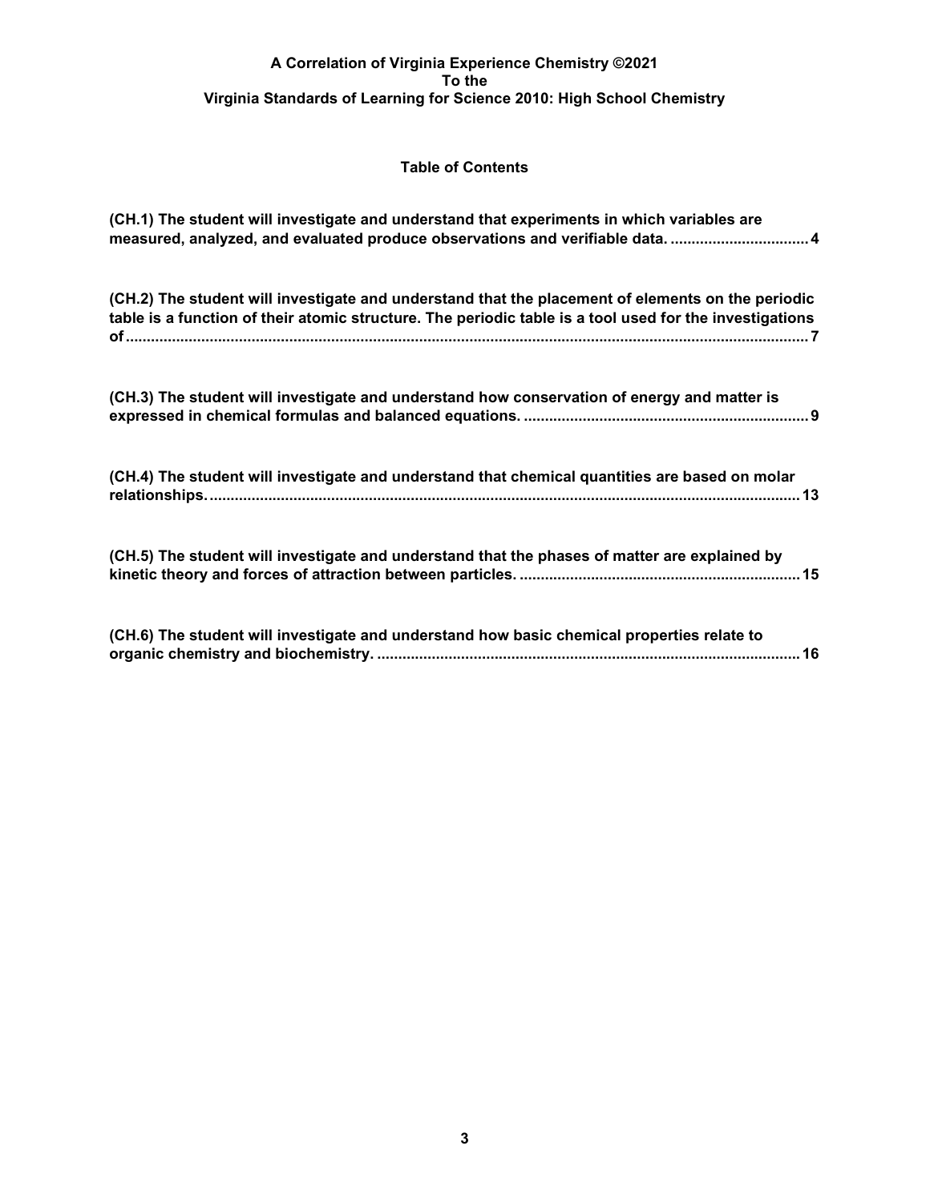**A Correlation of Virginia Experience Chemistry ©2021**
**To the**
**Virginia Standards of Learning for Science 2010: High School Chemistry**

## Table of Contents

**(CH.1) The student will investigate and understand that experiments in which variables are measured, analyzed, and evaluated produce observations and verifiable data. ................................ 4**

**(CH.2) The student will investigate and understand that the placement of elements on the periodic table is a function of their atomic structure. The periodic table is a tool used for the investigations of ................................................................................................................................................ 7**

**(CH.3) The student will investigate and understand how conservation of energy and matter is expressed in chemical formulas and balanced equations. .................................................................. 9**

**(CH.4) The student will investigate and understand that chemical quantities are based on molar relationships. .......................................................................................................................................... 13**

**(CH.5) The student will investigate and understand that the phases of matter are explained by kinetic theory and forces of attraction between particles. .................................................................. 15**

**(CH.6) The student will investigate and understand how basic chemical properties relate to organic chemistry and biochemistry. ................................................................................................... 16**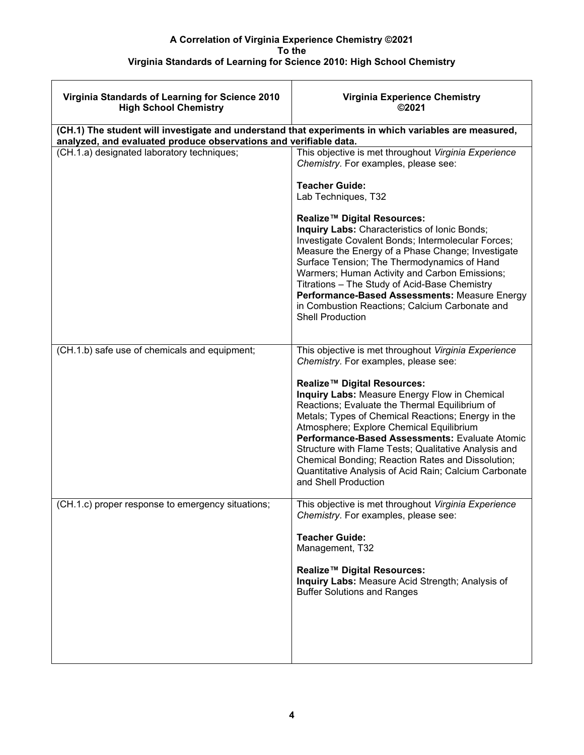**A Correlation of Virginia Experience Chemistry ©2021**
**To the**
**Virginia Standards of Learning for Science 2010: High School Chemistry**

| Virginia Standards of Learning for Science 2010 High School Chemistry | Virginia Experience Chemistry ©2021 |
|---|---|
| **(CH.1) The student will investigate and understand that experiments in which variables are measured, analyzed, and evaluated produce observations and verifiable data.** | |
| (CH.1.a) designated laboratory techniques; | This objective is met throughout *Virginia Experience Chemistry*. For examples, please see:<br><br>**Teacher Guide:**<br>Lab Techniques, T32<br><br>**Realize™ Digital Resources:**<br>**Inquiry Labs:** Characteristics of Ionic Bonds; Investigate Covalent Bonds; Intermolecular Forces; Measure the Energy of a Phase Change; Investigate Surface Tension; The Thermodynamics of Hand Warmers; Human Activity and Carbon Emissions; Titrations – The Study of Acid-Base Chemistry<br>**Performance-Based Assessments:** Measure Energy in Combustion Reactions; Calcium Carbonate and Shell Production |
| (CH.1.b) safe use of chemicals and equipment; | This objective is met throughout *Virginia Experience Chemistry*. For examples, please see:<br><br>**Realize™ Digital Resources:**<br>**Inquiry Labs:** Measure Energy Flow in Chemical Reactions; Evaluate the Thermal Equilibrium of Metals; Types of Chemical Reactions; Energy in the Atmosphere; Explore Chemical Equilibrium<br>**Performance-Based Assessments:** Evaluate Atomic Structure with Flame Tests; Qualitative Analysis and Chemical Bonding; Reaction Rates and Dissolution; Quantitative Analysis of Acid Rain; Calcium Carbonate and Shell Production |
| (CH.1.c) proper response to emergency situations; | This objective is met throughout *Virginia Experience Chemistry*. For examples, please see:<br><br>**Teacher Guide:**<br>Management, T32<br><br>**Realize™ Digital Resources:**<br>**Inquiry Labs:** Measure Acid Strength; Analysis of Buffer Solutions and Ranges |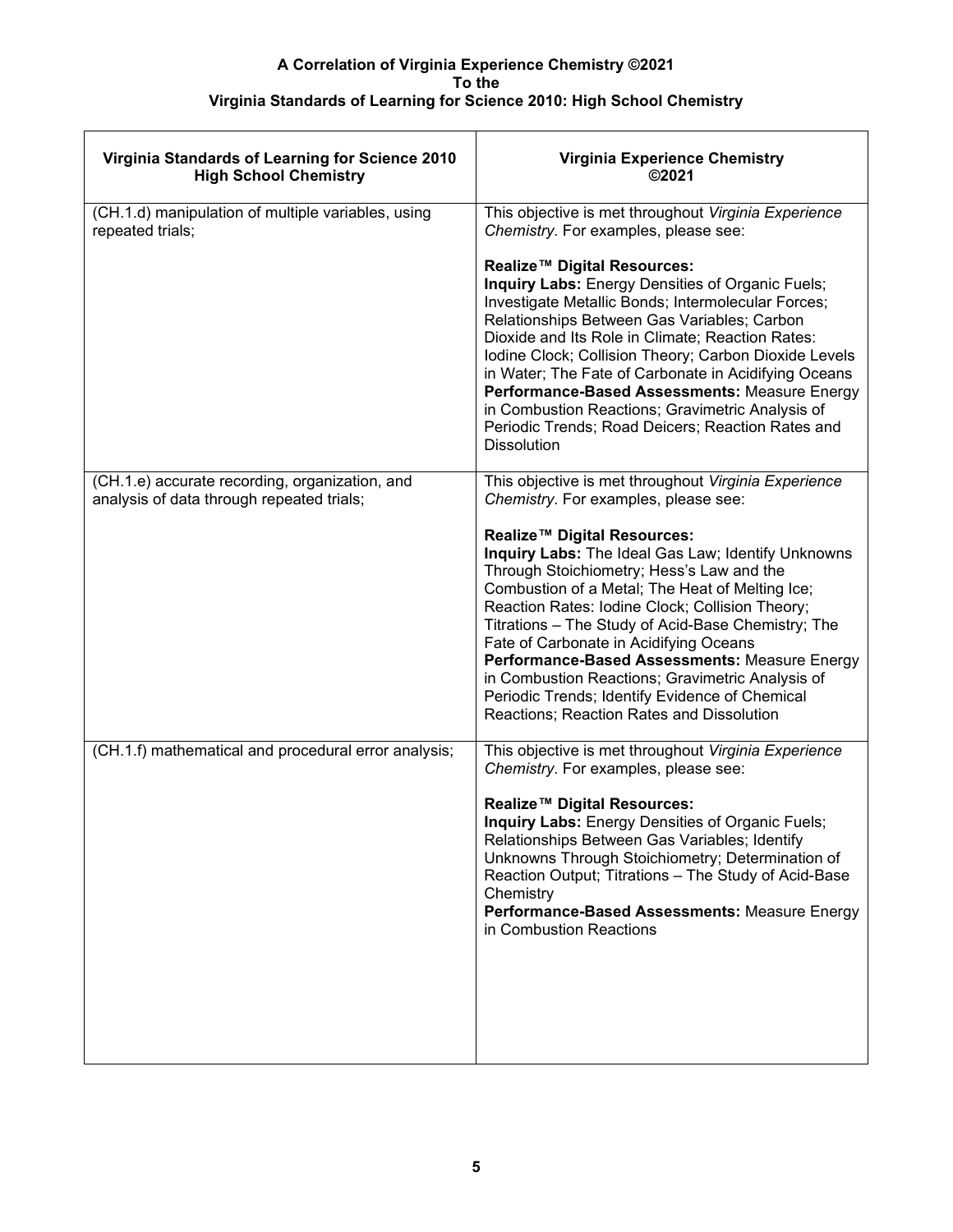**A Correlation of Virginia Experience Chemistry ©2021**
**To the**
**Virginia Standards of Learning for Science 2010: High School Chemistry**

| Virginia Standards of Learning for Science 2010 High School Chemistry | Virginia Experience Chemistry ©2021 |
|---|---|
| (CH.1.d) manipulation of multiple variables, using repeated trials; | This objective is met throughout *Virginia Experience Chemistry*. For examples, please see:<br><br>**Realize™ Digital Resources:**<br>**Inquiry Labs:** Energy Densities of Organic Fuels; Investigate Metallic Bonds; Intermolecular Forces; Relationships Between Gas Variables; Carbon Dioxide and Its Role in Climate; Reaction Rates: Iodine Clock; Collision Theory; Carbon Dioxide Levels in Water; The Fate of Carbonate in Acidifying Oceans<br>**Performance-Based Assessments:** Measure Energy in Combustion Reactions; Gravimetric Analysis of Periodic Trends; Road Deicers; Reaction Rates and Dissolution |
| (CH.1.e) accurate recording, organization, and analysis of data through repeated trials; | This objective is met throughout *Virginia Experience Chemistry*. For examples, please see:<br><br>**Realize™ Digital Resources:**<br>**Inquiry Labs:** The Ideal Gas Law; Identify Unknowns Through Stoichiometry; Hess's Law and the Combustion of a Metal; The Heat of Melting Ice; Reaction Rates: Iodine Clock; Collision Theory; Titrations – The Study of Acid-Base Chemistry; The Fate of Carbonate in Acidifying Oceans<br>**Performance-Based Assessments:** Measure Energy in Combustion Reactions; Gravimetric Analysis of Periodic Trends; Identify Evidence of Chemical Reactions; Reaction Rates and Dissolution |
| (CH.1.f) mathematical and procedural error analysis; | This objective is met throughout *Virginia Experience Chemistry*. For examples, please see:<br><br>**Realize™ Digital Resources:**<br>**Inquiry Labs:** Energy Densities of Organic Fuels; Relationships Between Gas Variables; Identify Unknowns Through Stoichiometry; Determination of Reaction Output; Titrations – The Study of Acid-Base Chemistry<br>**Performance-Based Assessments:** Measure Energy in Combustion Reactions |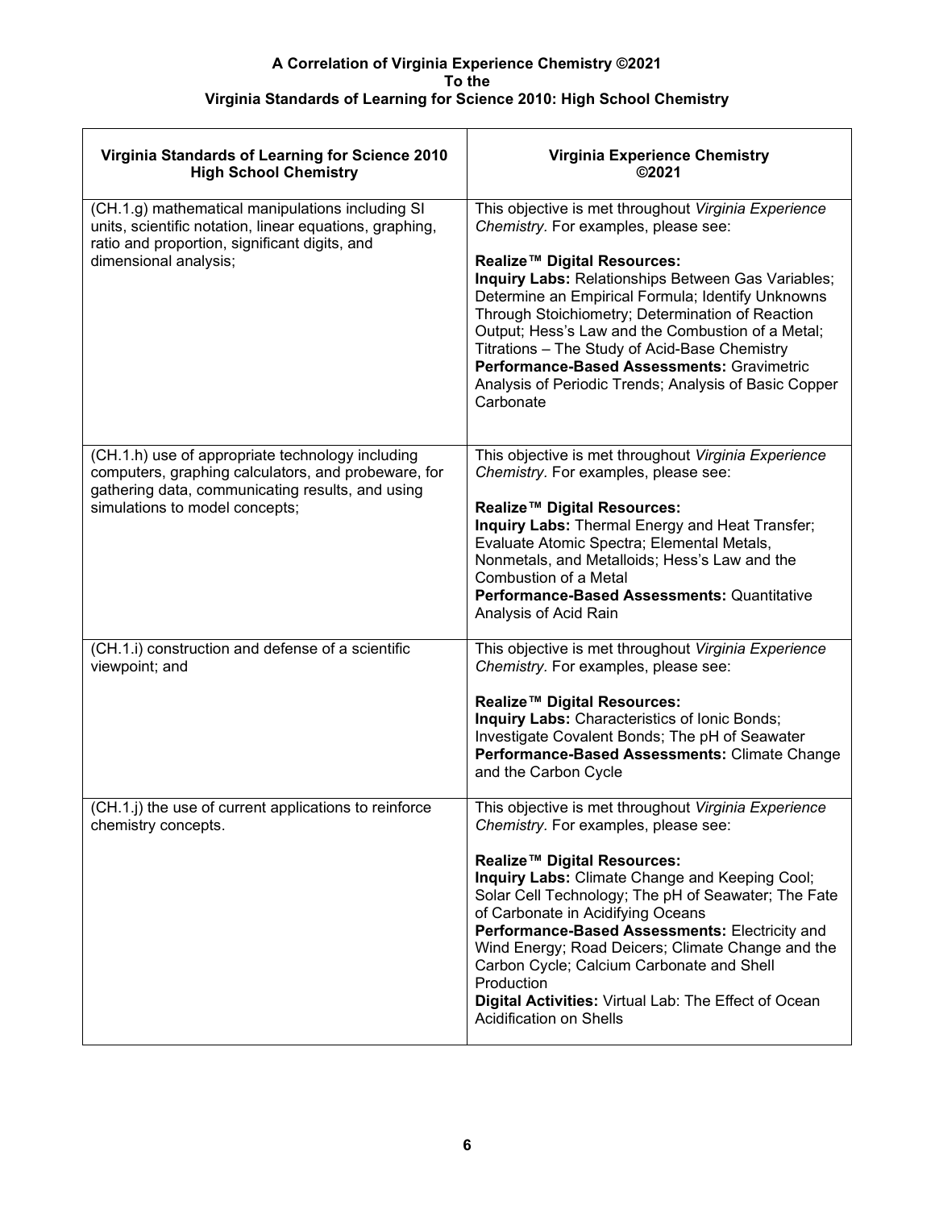**A Correlation of Virginia Experience Chemistry ©2021**
**To the**
**Virginia Standards of Learning for Science 2010: High School Chemistry**

| Virginia Standards of Learning for Science 2010 High School Chemistry | Virginia Experience Chemistry ©2021 |
|---|---|
| (CH.1.g) mathematical manipulations including SI units, scientific notation, linear equations, graphing, ratio and proportion, significant digits, and dimensional analysis; | This objective is met throughout *Virginia Experience Chemistry*. For examples, please see:<br><br>**Realize™ Digital Resources:**<br>**Inquiry Labs:** Relationships Between Gas Variables; Determine an Empirical Formula; Identify Unknowns Through Stoichiometry; Determination of Reaction Output; Hess's Law and the Combustion of a Metal; Titrations – The Study of Acid-Base Chemistry<br>**Performance-Based Assessments:** Gravimetric Analysis of Periodic Trends; Analysis of Basic Copper Carbonate |
| (CH.1.h) use of appropriate technology including computers, graphing calculators, and probeware, for gathering data, communicating results, and using simulations to model concepts; | This objective is met throughout *Virginia Experience Chemistry*. For examples, please see:<br><br>**Realize™ Digital Resources:**<br>**Inquiry Labs:** Thermal Energy and Heat Transfer; Evaluate Atomic Spectra; Elemental Metals, Nonmetals, and Metalloids; Hess's Law and the Combustion of a Metal<br>**Performance-Based Assessments:** Quantitative Analysis of Acid Rain |
| (CH.1.i) construction and defense of a scientific viewpoint; and | This objective is met throughout *Virginia Experience Chemistry*. For examples, please see:<br><br>**Realize™ Digital Resources:**<br>**Inquiry Labs:** Characteristics of Ionic Bonds; Investigate Covalent Bonds; The pH of Seawater<br>**Performance-Based Assessments:** Climate Change and the Carbon Cycle |
| (CH.1.j) the use of current applications to reinforce chemistry concepts. | This objective is met throughout *Virginia Experience Chemistry*. For examples, please see:<br><br>**Realize™ Digital Resources:**<br>**Inquiry Labs:** Climate Change and Keeping Cool; Solar Cell Technology; The pH of Seawater; The Fate of Carbonate in Acidifying Oceans<br>**Performance-Based Assessments:** Electricity and Wind Energy; Road Deicers; Climate Change and the Carbon Cycle; Calcium Carbonate and Shell Production<br>**Digital Activities:** Virtual Lab: The Effect of Ocean Acidification on Shells |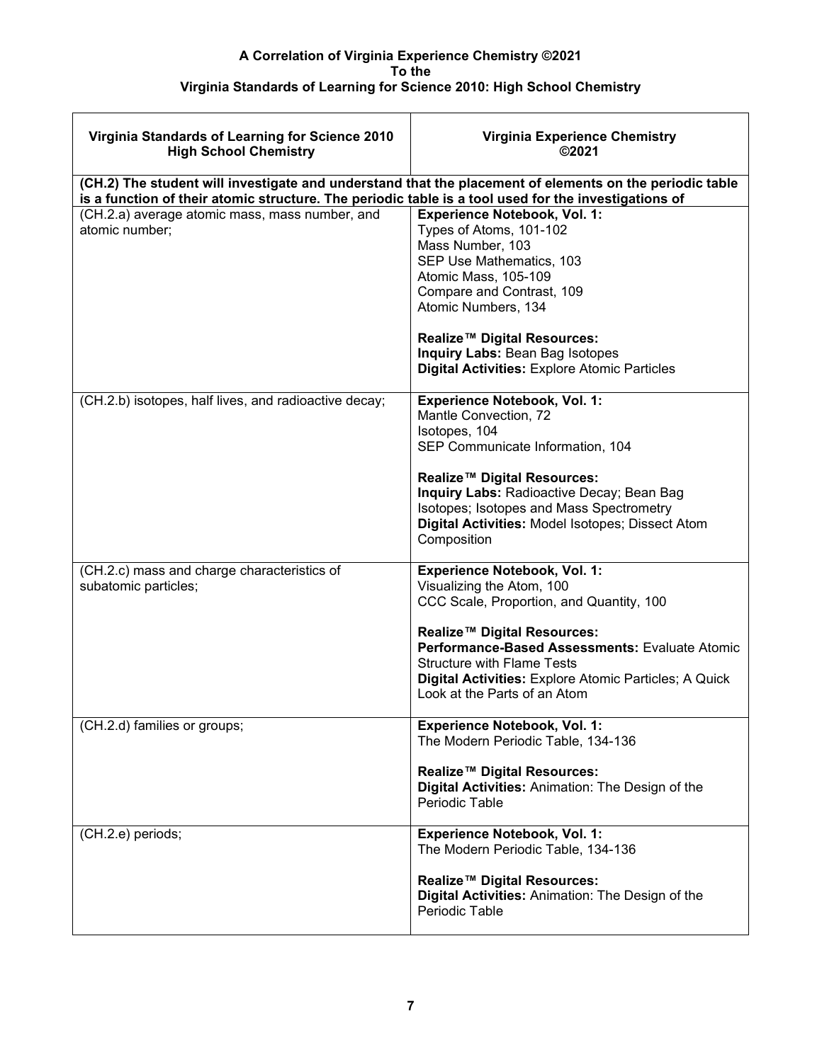**A Correlation of Virginia Experience Chemistry ©2021**
**To the**
**Virginia Standards of Learning for Science 2010: High School Chemistry**

| Virginia Standards of Learning for Science 2010 High School Chemistry | Virginia Experience Chemistry ©2021 |
|---|---|
| **(CH.2) The student will investigate and understand that the placement of elements on the periodic table is a function of their atomic structure. The periodic table is a tool used for the investigations of** | |
| (CH.2.a) average atomic mass, mass number, and atomic number; | **Experience Notebook, Vol. 1:**<br>Types of Atoms, 101-102<br>Mass Number, 103<br>SEP Use Mathematics, 103<br>Atomic Mass, 105-109<br>Compare and Contrast, 109<br>Atomic Numbers, 134<br><br>**Realize™ Digital Resources:**<br>**Inquiry Labs:** Bean Bag Isotopes<br>**Digital Activities:** Explore Atomic Particles |
| (CH.2.b) isotopes, half lives, and radioactive decay; | **Experience Notebook, Vol. 1:**<br>Mantle Convection, 72<br>Isotopes, 104<br>SEP Communicate Information, 104<br><br>**Realize™ Digital Resources:**<br>**Inquiry Labs:** Radioactive Decay; Bean Bag Isotopes; Isotopes and Mass Spectrometry<br>**Digital Activities:** Model Isotopes; Dissect Atom Composition |
| (CH.2.c) mass and charge characteristics of subatomic particles; | **Experience Notebook, Vol. 1:**<br>Visualizing the Atom, 100<br>CCC Scale, Proportion, and Quantity, 100<br><br>**Realize™ Digital Resources:**<br>**Performance-Based Assessments:** Evaluate Atomic Structure with Flame Tests<br>**Digital Activities:** Explore Atomic Particles; A Quick Look at the Parts of an Atom |
| (CH.2.d) families or groups; | **Experience Notebook, Vol. 1:**<br>The Modern Periodic Table, 134-136<br><br>**Realize™ Digital Resources:**<br>**Digital Activities:** Animation: The Design of the Periodic Table |
| (CH.2.e) periods; | **Experience Notebook, Vol. 1:**<br>The Modern Periodic Table, 134-136<br><br>**Realize™ Digital Resources:**<br>**Digital Activities:** Animation: The Design of the Periodic Table |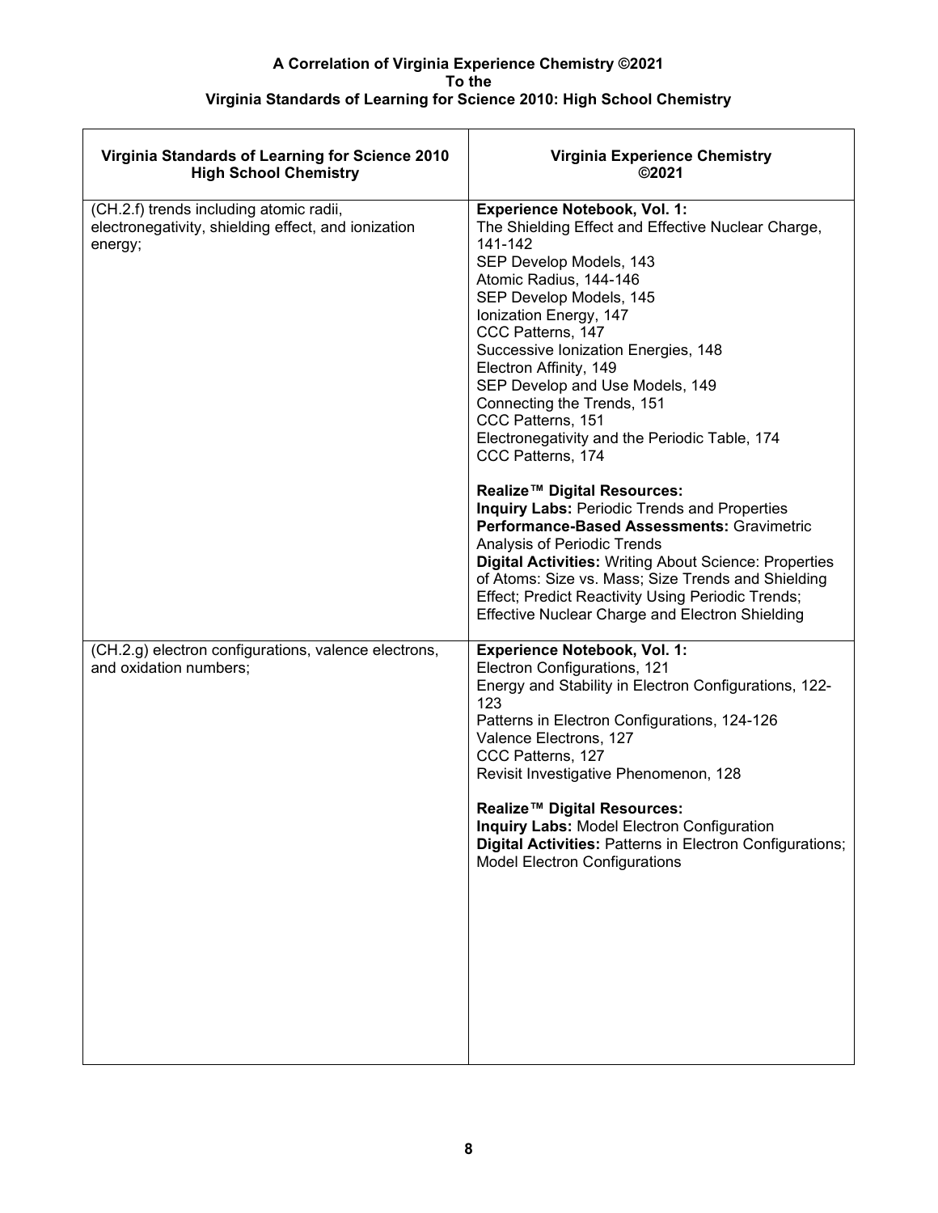**A Correlation of Virginia Experience Chemistry ©2021**
**To the**
**Virginia Standards of Learning for Science 2010: High School Chemistry**

| Virginia Standards of Learning for Science 2010 High School Chemistry | Virginia Experience Chemistry ©2021 |
|---|---|
| (CH.2.f) trends including atomic radii, electronegativity, shielding effect, and ionization energy; | **Experience Notebook, Vol. 1:**<br>The Shielding Effect and Effective Nuclear Charge, 141-142<br>SEP Develop Models, 143<br>Atomic Radius, 144-146<br>SEP Develop Models, 145<br>Ionization Energy, 147<br>CCC Patterns, 147<br>Successive Ionization Energies, 148<br>Electron Affinity, 149<br>SEP Develop and Use Models, 149<br>Connecting the Trends, 151<br>CCC Patterns, 151<br>Electronegativity and the Periodic Table, 174<br>CCC Patterns, 174<br><br>**Realize™ Digital Resources:**<br>**Inquiry Labs:** Periodic Trends and Properties<br>**Performance-Based Assessments:** Gravimetric Analysis of Periodic Trends<br>**Digital Activities:** Writing About Science: Properties of Atoms: Size vs. Mass; Size Trends and Shielding Effect; Predict Reactivity Using Periodic Trends; Effective Nuclear Charge and Electron Shielding |
| (CH.2.g) electron configurations, valence electrons, and oxidation numbers; | **Experience Notebook, Vol. 1:**<br>Electron Configurations, 121<br>Energy and Stability in Electron Configurations, 122-123<br>Patterns in Electron Configurations, 124-126<br>Valence Electrons, 127<br>CCC Patterns, 127<br>Revisit Investigative Phenomenon, 128<br><br>**Realize™ Digital Resources:**<br>**Inquiry Labs:** Model Electron Configuration<br>**Digital Activities:** Patterns in Electron Configurations; Model Electron Configurations |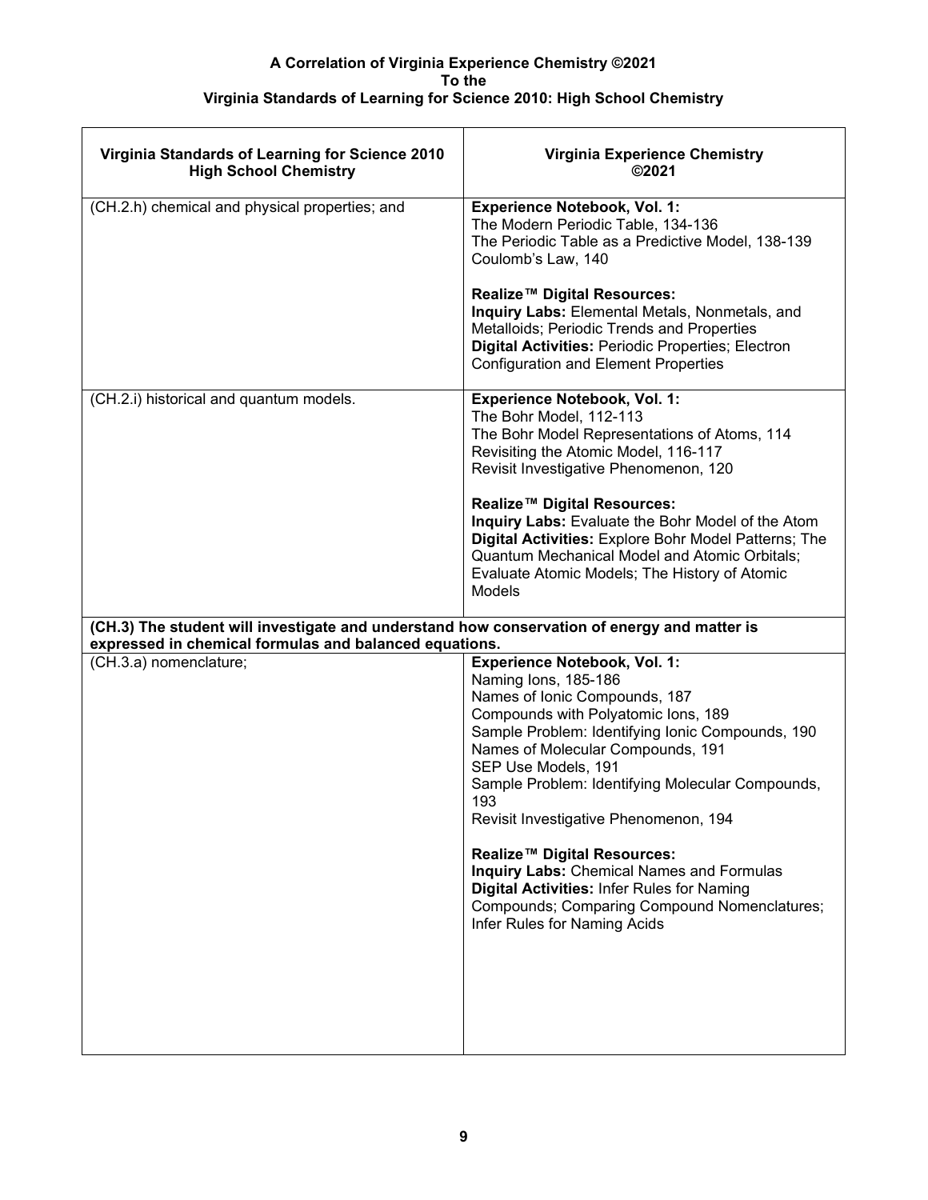**A Correlation of Virginia Experience Chemistry ©2021**
**To the**
**Virginia Standards of Learning for Science 2010: High School Chemistry**

| Virginia Standards of Learning for Science 2010 High School Chemistry | Virginia Experience Chemistry ©2021 |
|---|---|
| (CH.2.h) chemical and physical properties; and | **Experience Notebook, Vol. 1:**<br>The Modern Periodic Table, 134-136<br>The Periodic Table as a Predictive Model, 138-139<br>Coulomb's Law, 140<br><br>**Realize™ Digital Resources:**<br>**Inquiry Labs:** Elemental Metals, Nonmetals, and Metalloids; Periodic Trends and Properties<br>**Digital Activities:** Periodic Properties; Electron Configuration and Element Properties |
| (CH.2.i) historical and quantum models. | **Experience Notebook, Vol. 1:**<br>The Bohr Model, 112-113<br>The Bohr Model Representations of Atoms, 114<br>Revisiting the Atomic Model, 116-117<br>Revisit Investigative Phenomenon, 120<br><br>**Realize™ Digital Resources:**<br>**Inquiry Labs:** Evaluate the Bohr Model of the Atom<br>**Digital Activities:** Explore Bohr Model Patterns; The Quantum Mechanical Model and Atomic Orbitals; Evaluate Atomic Models; The History of Atomic Models |
| **(CH.3) The student will investigate and understand how conservation of energy and matter is expressed in chemical formulas and balanced equations.** | |
| (CH.3.a) nomenclature; | **Experience Notebook, Vol. 1:**<br>Naming Ions, 185-186<br>Names of Ionic Compounds, 187<br>Compounds with Polyatomic Ions, 189<br>Sample Problem: Identifying Ionic Compounds, 190<br>Names of Molecular Compounds, 191<br>SEP Use Models, 191<br>Sample Problem: Identifying Molecular Compounds, 193<br>Revisit Investigative Phenomenon, 194<br><br>**Realize™ Digital Resources:**<br>**Inquiry Labs:** Chemical Names and Formulas<br>**Digital Activities:** Infer Rules for Naming Compounds; Comparing Compound Nomenclatures; Infer Rules for Naming Acids |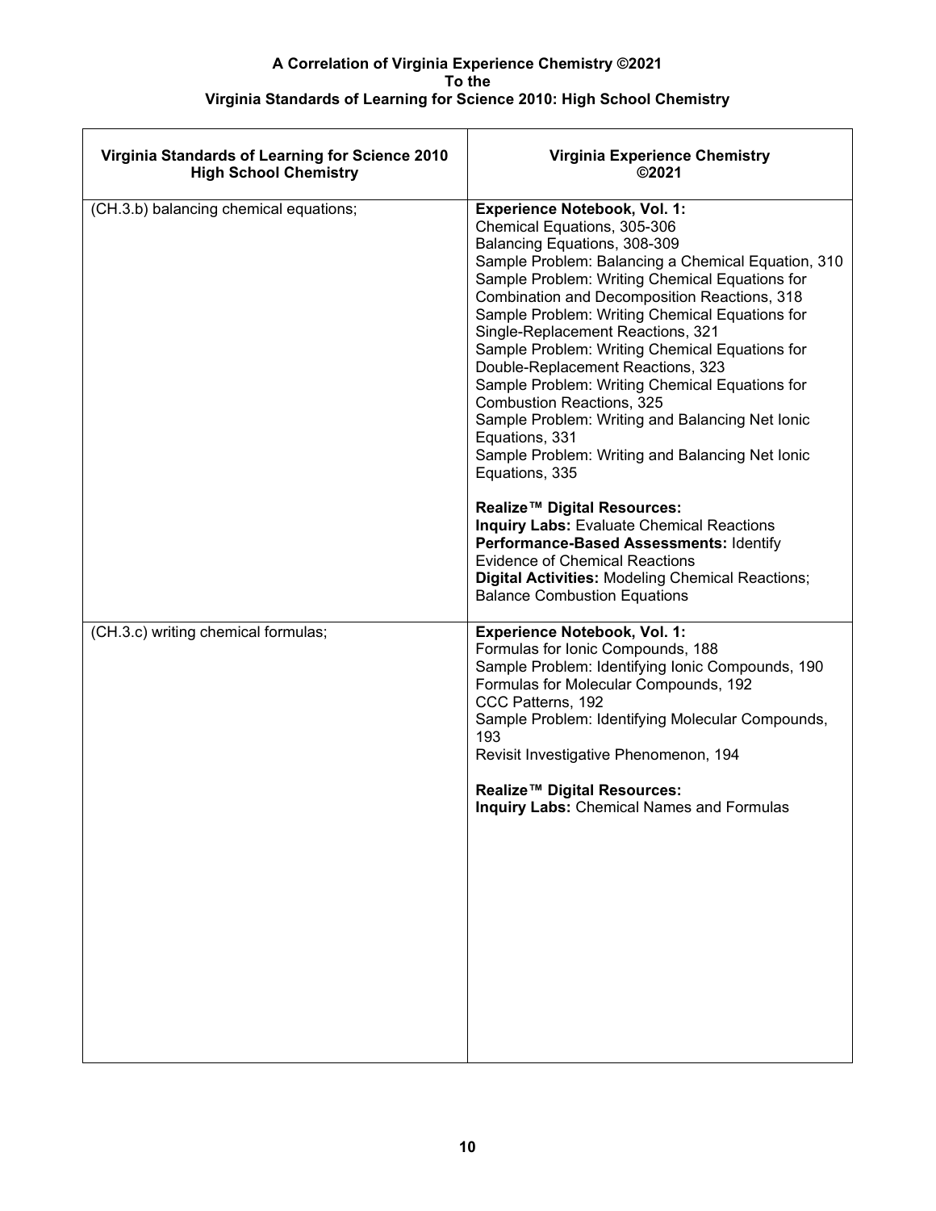**A Correlation of Virginia Experience Chemistry ©2021**
**To the**
**Virginia Standards of Learning for Science 2010: High School Chemistry**

| Virginia Standards of Learning for Science 2010 High School Chemistry | Virginia Experience Chemistry ©2021 |
| --- | --- |
| (CH.3.b) balancing chemical equations; | **Experience Notebook, Vol. 1:**<br>Chemical Equations, 305-306<br>Balancing Equations, 308-309<br>Sample Problem: Balancing a Chemical Equation, 310<br>Sample Problem: Writing Chemical Equations for Combination and Decomposition Reactions, 318<br>Sample Problem: Writing Chemical Equations for Single-Replacement Reactions, 321<br>Sample Problem: Writing Chemical Equations for Double-Replacement Reactions, 323<br>Sample Problem: Writing Chemical Equations for Combustion Reactions, 325<br>Sample Problem: Writing and Balancing Net Ionic Equations, 331<br>Sample Problem: Writing and Balancing Net Ionic Equations, 335<br><br>**Realize™ Digital Resources:**<br>**Inquiry Labs:** Evaluate Chemical Reactions<br>**Performance-Based Assessments:** Identify Evidence of Chemical Reactions<br>**Digital Activities:** Modeling Chemical Reactions; Balance Combustion Equations |
| (CH.3.c) writing chemical formulas; | **Experience Notebook, Vol. 1:**<br>Formulas for Ionic Compounds, 188<br>Sample Problem: Identifying Ionic Compounds, 190<br>Formulas for Molecular Compounds, 192<br>CCC Patterns, 192<br>Sample Problem: Identifying Molecular Compounds, 193<br>Revisit Investigative Phenomenon, 194<br><br>**Realize™ Digital Resources:**<br>**Inquiry Labs:** Chemical Names and Formulas |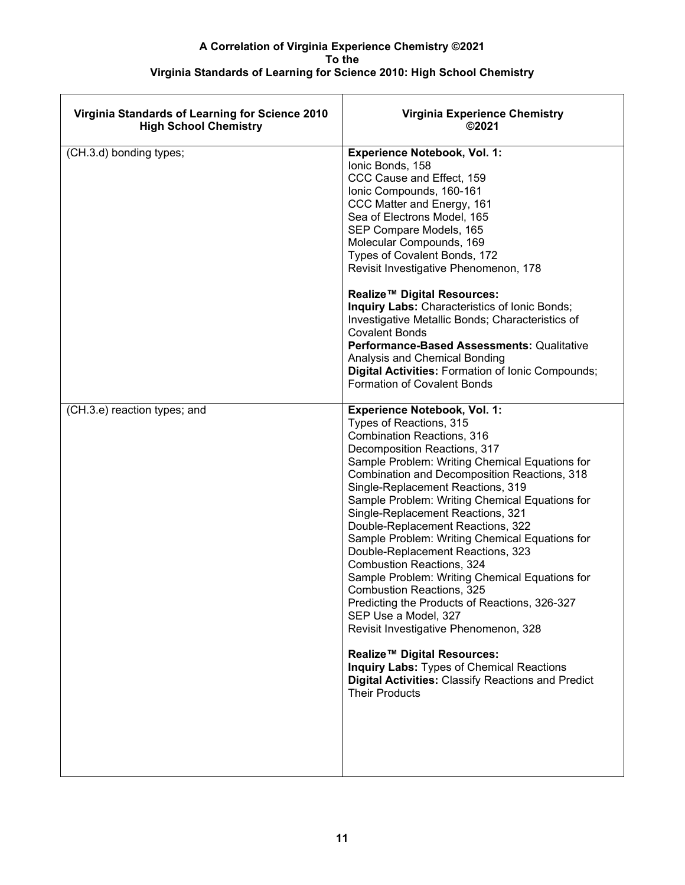**A Correlation of Virginia Experience Chemistry ©2021**
**To the**
**Virginia Standards of Learning for Science 2010: High School Chemistry**

| Virginia Standards of Learning for Science 2010 High School Chemistry | Virginia Experience Chemistry ©2021 |
|---|---|
| (CH.3.d) bonding types; | **Experience Notebook, Vol. 1:**<br>Ionic Bonds, 158<br>CCC Cause and Effect, 159<br>Ionic Compounds, 160-161<br>CCC Matter and Energy, 161<br>Sea of Electrons Model, 165<br>SEP Compare Models, 165<br>Molecular Compounds, 169<br>Types of Covalent Bonds, 172<br>Revisit Investigative Phenomenon, 178<br><br>**Realize™ Digital Resources:**<br>**Inquiry Labs:** Characteristics of Ionic Bonds; Investigative Metallic Bonds; Characteristics of Covalent Bonds<br>**Performance-Based Assessments:** Qualitative Analysis and Chemical Bonding<br>**Digital Activities:** Formation of Ionic Compounds; Formation of Covalent Bonds |
| (CH.3.e) reaction types; and | **Experience Notebook, Vol. 1:**<br>Types of Reactions, 315<br>Combination Reactions, 316<br>Decomposition Reactions, 317<br>Sample Problem: Writing Chemical Equations for Combination and Decomposition Reactions, 318<br>Single-Replacement Reactions, 319<br>Sample Problem: Writing Chemical Equations for Single-Replacement Reactions, 321<br>Double-Replacement Reactions, 322<br>Sample Problem: Writing Chemical Equations for Double-Replacement Reactions, 323<br>Combustion Reactions, 324<br>Sample Problem: Writing Chemical Equations for Combustion Reactions, 325<br>Predicting the Products of Reactions, 326-327<br>SEP Use a Model, 327<br>Revisit Investigative Phenomenon, 328<br><br>**Realize™ Digital Resources:**<br>**Inquiry Labs:** Types of Chemical Reactions<br>**Digital Activities:** Classify Reactions and Predict Their Products |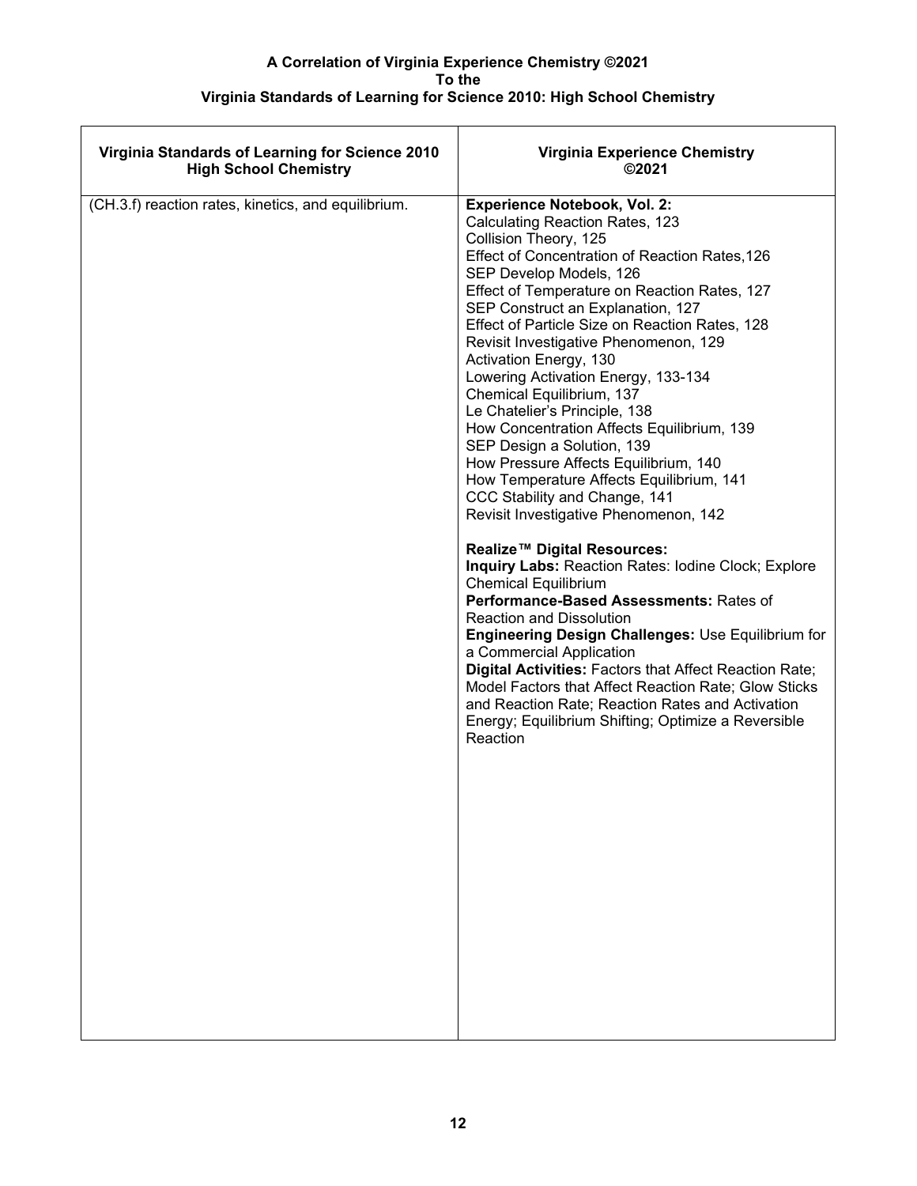**A Correlation of Virginia Experience Chemistry ©2021**
**To the**
**Virginia Standards of Learning for Science 2010: High School Chemistry**

| Virginia Standards of Learning for Science 2010 High School Chemistry | Virginia Experience Chemistry ©2021 |
|---|---|
| (CH.3.f) reaction rates, kinetics, and equilibrium. | **Experience Notebook, Vol. 2:**<br>Calculating Reaction Rates, 123<br>Collision Theory, 125<br>Effect of Concentration of Reaction Rates,126<br>SEP Develop Models, 126<br>Effect of Temperature on Reaction Rates, 127<br>SEP Construct an Explanation, 127<br>Effect of Particle Size on Reaction Rates, 128<br>Revisit Investigative Phenomenon, 129<br>Activation Energy, 130<br>Lowering Activation Energy, 133-134<br>Chemical Equilibrium, 137<br>Le Chatelier's Principle, 138<br>How Concentration Affects Equilibrium, 139<br>SEP Design a Solution, 139<br>How Pressure Affects Equilibrium, 140<br>How Temperature Affects Equilibrium, 141<br>CCC Stability and Change, 141<br>Revisit Investigative Phenomenon, 142<br><br>**Realize™ Digital Resources:**<br>**Inquiry Labs:** Reaction Rates: Iodine Clock; Explore Chemical Equilibrium<br>**Performance-Based Assessments:** Rates of Reaction and Dissolution<br>**Engineering Design Challenges:** Use Equilibrium for a Commercial Application<br>**Digital Activities:** Factors that Affect Reaction Rate; Model Factors that Affect Reaction Rate; Glow Sticks and Reaction Rate; Reaction Rates and Activation Energy; Equilibrium Shifting; Optimize a Reversible Reaction |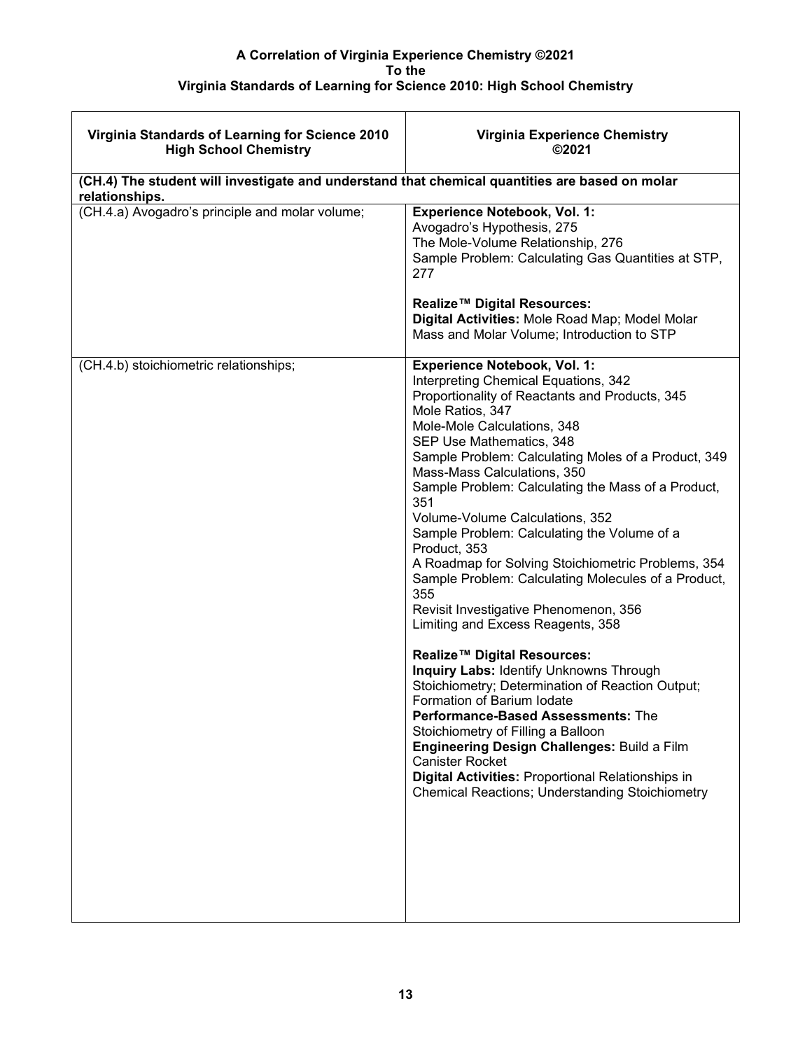**A Correlation of Virginia Experience Chemistry ©2021**
**To the**
**Virginia Standards of Learning for Science 2010: High School Chemistry**

| Virginia Standards of Learning for Science 2010 High School Chemistry | Virginia Experience Chemistry ©2021 |
|---|---|
| **(CH.4) The student will investigate and understand that chemical quantities are based on molar relationships.** | |
| (CH.4.a) Avogadro's principle and molar volume; | **Experience Notebook, Vol. 1:**<br>Avogadro's Hypothesis, 275<br>The Mole-Volume Relationship, 276<br>Sample Problem: Calculating Gas Quantities at STP, 277<br><br>**Realize™ Digital Resources:**<br>**Digital Activities:** Mole Road Map; Model Molar Mass and Molar Volume; Introduction to STP |
| (CH.4.b) stoichiometric relationships; | **Experience Notebook, Vol. 1:**<br>Interpreting Chemical Equations, 342<br>Proportionality of Reactants and Products, 345<br>Mole Ratios, 347<br>Mole-Mole Calculations, 348<br>SEP Use Mathematics, 348<br>Sample Problem: Calculating Moles of a Product, 349<br>Mass-Mass Calculations, 350<br>Sample Problem: Calculating the Mass of a Product, 351<br>Volume-Volume Calculations, 352<br>Sample Problem: Calculating the Volume of a Product, 353<br>A Roadmap for Solving Stoichiometric Problems, 354<br>Sample Problem: Calculating Molecules of a Product, 355<br>Revisit Investigative Phenomenon, 356<br>Limiting and Excess Reagents, 358<br><br>**Realize™ Digital Resources:**<br>**Inquiry Labs:** Identify Unknowns Through Stoichiometry; Determination of Reaction Output; Formation of Barium Iodate<br>**Performance-Based Assessments:** The Stoichiometry of Filling a Balloon<br>**Engineering Design Challenges:** Build a Film Canister Rocket<br>**Digital Activities:** Proportional Relationships in Chemical Reactions; Understanding Stoichiometry |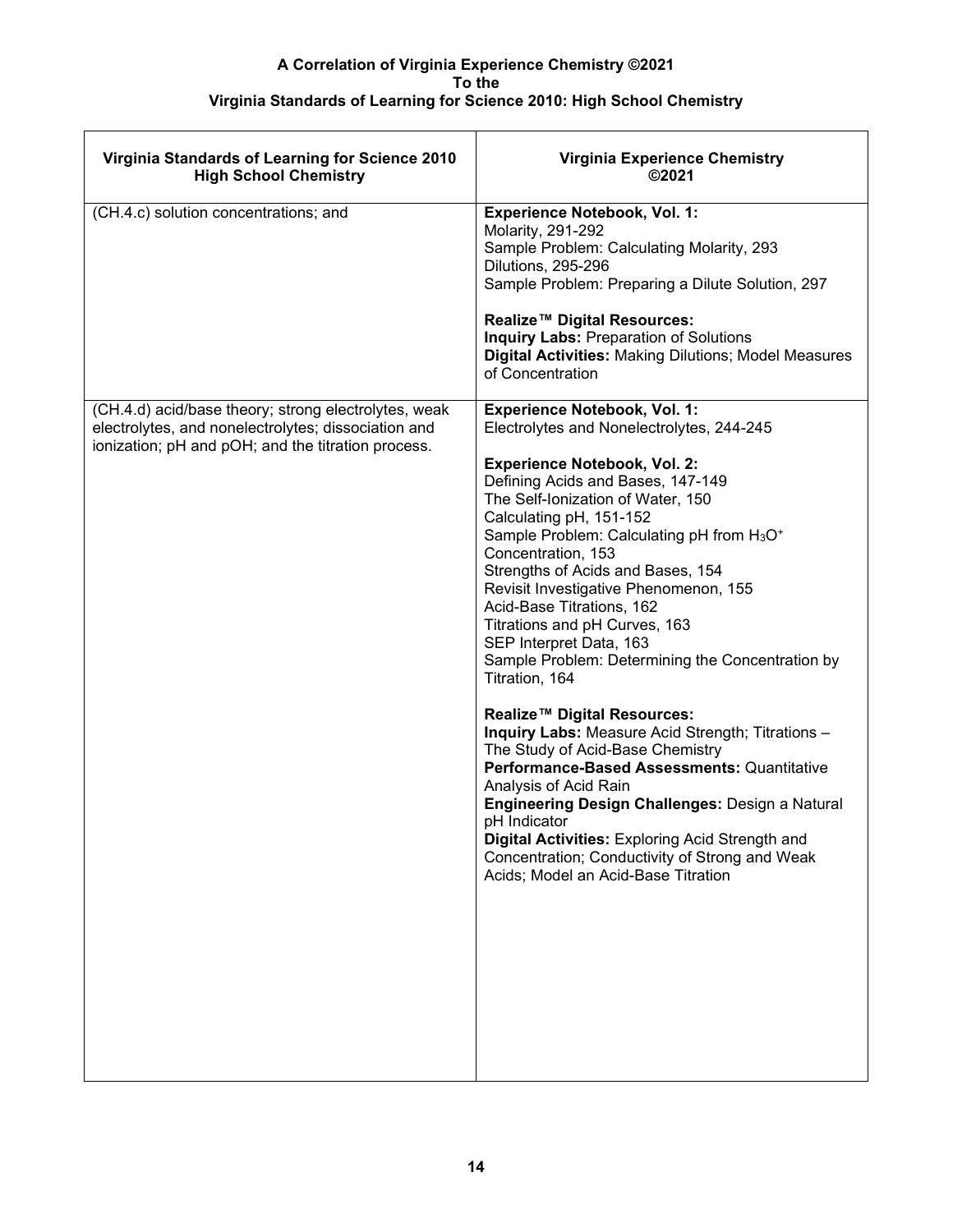**A Correlation of Virginia Experience Chemistry ©2021**
**To the**
**Virginia Standards of Learning for Science 2010: High School Chemistry**

| Virginia Standards of Learning for Science 2010 High School Chemistry | Virginia Experience Chemistry ©2021 |
|---|---|
| (CH.4.c) solution concentrations; and | **Experience Notebook, Vol. 1:**<br>Molarity, 291-292<br>Sample Problem: Calculating Molarity, 293<br>Dilutions, 295-296<br>Sample Problem: Preparing a Dilute Solution, 297<br><br>**Realize™ Digital Resources:**<br>**Inquiry Labs:** Preparation of Solutions<br>**Digital Activities:** Making Dilutions; Model Measures of Concentration |
| (CH.4.d) acid/base theory; strong electrolytes, weak electrolytes, and nonelectrolytes; dissociation and ionization; pH and pOH; and the titration process. | **Experience Notebook, Vol. 1:**<br>Electrolytes and Nonelectrolytes, 244-245<br><br>**Experience Notebook, Vol. 2:**<br>Defining Acids and Bases, 147-149<br>The Self-Ionization of Water, 150<br>Calculating pH, 151-152<br>Sample Problem: Calculating pH from $H_3O^+$ Concentration, 153<br>Strengths of Acids and Bases, 154<br>Revisit Investigative Phenomenon, 155<br>Acid-Base Titrations, 162<br>Titrations and pH Curves, 163<br>SEP Interpret Data, 163<br>Sample Problem: Determining the Concentration by Titration, 164<br><br>**Realize™ Digital Resources:**<br>**Inquiry Labs:** Measure Acid Strength; Titrations – The Study of Acid-Base Chemistry<br>**Performance-Based Assessments:** Quantitative Analysis of Acid Rain<br>**Engineering Design Challenges:** Design a Natural pH Indicator<br>**Digital Activities:** Exploring Acid Strength and Concentration; Conductivity of Strong and Weak Acids; Model an Acid-Base Titration |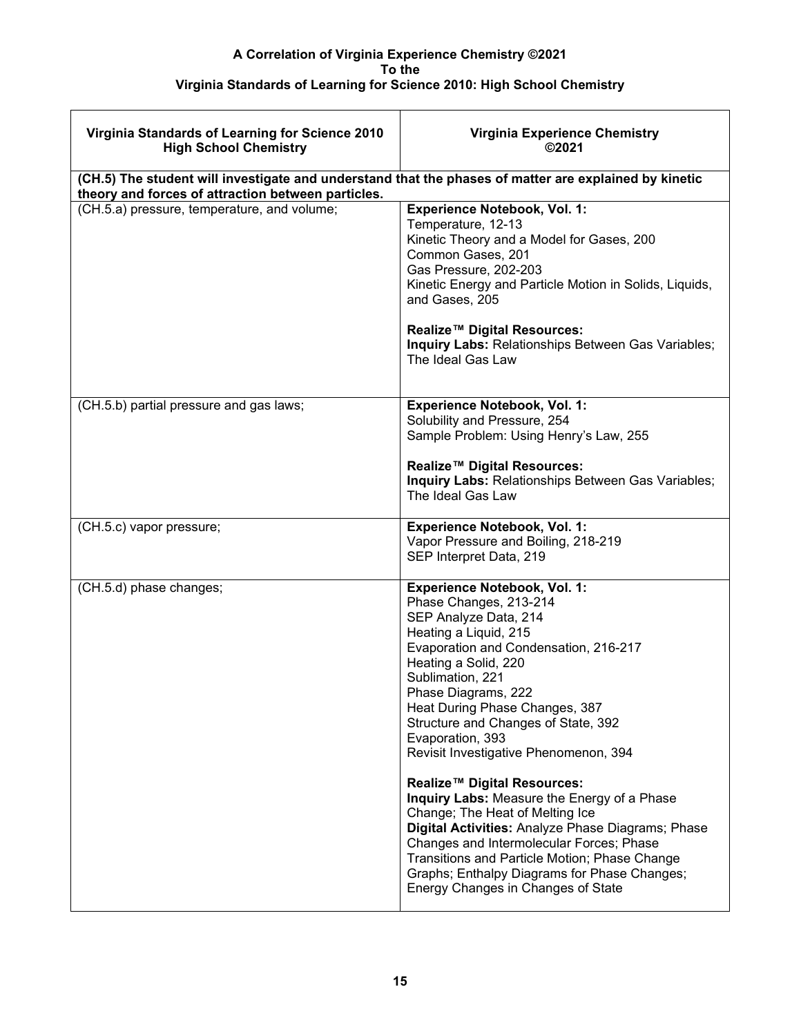**A Correlation of Virginia Experience Chemistry ©2021**
**To the**
**Virginia Standards of Learning for Science 2010: High School Chemistry**

| Virginia Standards of Learning for Science 2010 High School Chemistry | Virginia Experience Chemistry ©2021 |
|---|---|
| **(CH.5) The student will investigate and understand that the phases of matter are explained by kinetic theory and forces of attraction between particles.** | |
| (CH.5.a) pressure, temperature, and volume; | **Experience Notebook, Vol. 1:**<br>Temperature, 12-13<br>Kinetic Theory and a Model for Gases, 200<br>Common Gases, 201<br>Gas Pressure, 202-203<br>Kinetic Energy and Particle Motion in Solids, Liquids, and Gases, 205<br><br>**Realize™ Digital Resources:**<br>**Inquiry Labs:** Relationships Between Gas Variables; The Ideal Gas Law |
| (CH.5.b) partial pressure and gas laws; | **Experience Notebook, Vol. 1:**<br>Solubility and Pressure, 254<br>Sample Problem: Using Henry's Law, 255<br><br>**Realize™ Digital Resources:**<br>**Inquiry Labs:** Relationships Between Gas Variables; The Ideal Gas Law |
| (CH.5.c) vapor pressure; | **Experience Notebook, Vol. 1:**<br>Vapor Pressure and Boiling, 218-219<br>SEP Interpret Data, 219 |
| (CH.5.d) phase changes; | **Experience Notebook, Vol. 1:**<br>Phase Changes, 213-214<br>SEP Analyze Data, 214<br>Heating a Liquid, 215<br>Evaporation and Condensation, 216-217<br>Heating a Solid, 220<br>Sublimation, 221<br>Phase Diagrams, 222<br>Heat During Phase Changes, 387<br>Structure and Changes of State, 392<br>Evaporation, 393<br>Revisit Investigative Phenomenon, 394<br><br>**Realize™ Digital Resources:**<br>**Inquiry Labs:** Measure the Energy of a Phase Change; The Heat of Melting Ice<br>**Digital Activities:** Analyze Phase Diagrams; Phase Changes and Intermolecular Forces; Phase Transitions and Particle Motion; Phase Change Graphs; Enthalpy Diagrams for Phase Changes; Energy Changes in Changes of State |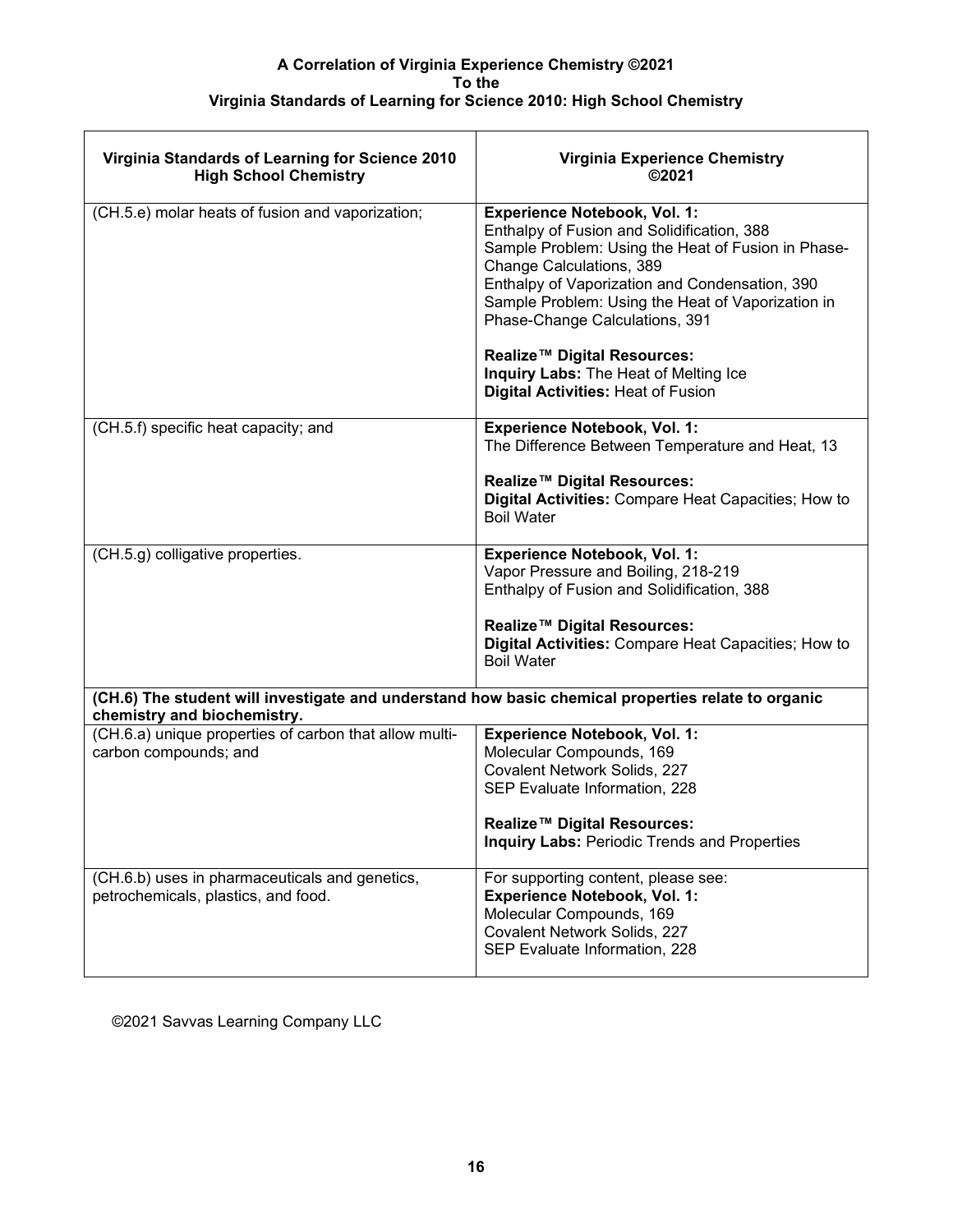**A Correlation of Virginia Experience Chemistry ©2021**
**To the**
**Virginia Standards of Learning for Science 2010: High School Chemistry**

| Virginia Standards of Learning for Science 2010 High School Chemistry | Virginia Experience Chemistry ©2021 |
|---|---|
| (CH.5.e) molar heats of fusion and vaporization; | **Experience Notebook, Vol. 1:**<br>Enthalpy of Fusion and Solidification, 388<br>Sample Problem: Using the Heat of Fusion in Phase-Change Calculations, 389<br>Enthalpy of Vaporization and Condensation, 390<br>Sample Problem: Using the Heat of Vaporization in Phase-Change Calculations, 391<br><br>**Realize™ Digital Resources:**<br>**Inquiry Labs:** The Heat of Melting Ice<br>**Digital Activities:** Heat of Fusion |
| (CH.5.f) specific heat capacity; and | **Experience Notebook, Vol. 1:**<br>The Difference Between Temperature and Heat, 13<br><br>**Realize™ Digital Resources:**<br>**Digital Activities:** Compare Heat Capacities; How to Boil Water |
| (CH.5.g) colligative properties. | **Experience Notebook, Vol. 1:**<br>Vapor Pressure and Boiling, 218-219<br>Enthalpy of Fusion and Solidification, 388<br><br>**Realize™ Digital Resources:**<br>**Digital Activities:** Compare Heat Capacities; How to Boil Water |
| **(CH.6) The student will investigate and understand how basic chemical properties relate to organic chemistry and biochemistry.** | |
| (CH.6.a) unique properties of carbon that allow multi-carbon compounds; and | **Experience Notebook, Vol. 1:**<br>Molecular Compounds, 169<br>Covalent Network Solids, 227<br>SEP Evaluate Information, 228<br><br>**Realize™ Digital Resources:**<br>**Inquiry Labs:** Periodic Trends and Properties |
| (CH.6.b) uses in pharmaceuticals and genetics, petrochemicals, plastics, and food. | For supporting content, please see:<br>**Experience Notebook, Vol. 1:**<br>Molecular Compounds, 169<br>Covalent Network Solids, 227<br>SEP Evaluate Information, 228 |

©2021 Savvas Learning Company LLC